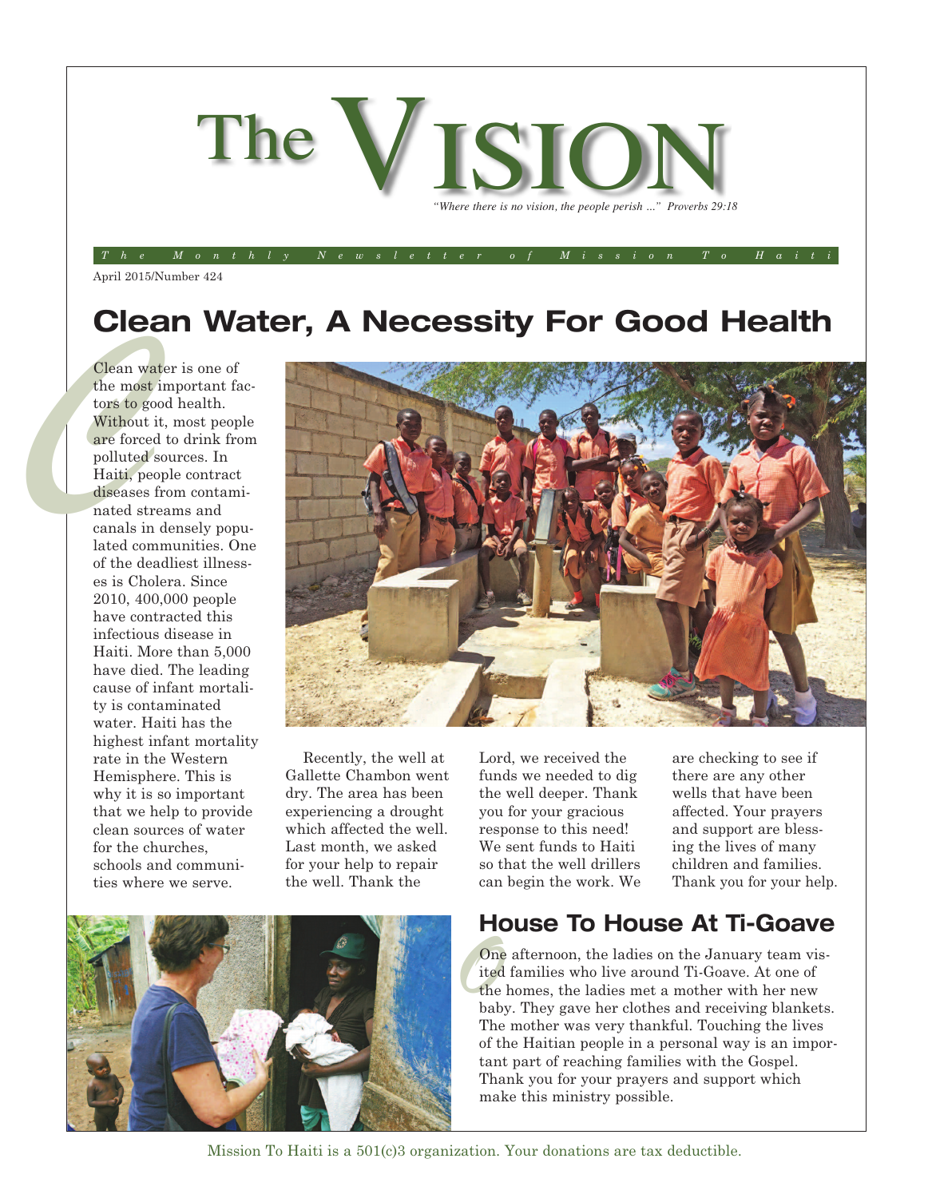# The VISION

*"Where there is no vision, the people perish ..." Proverbs 29:18*

*The Monthly Newsletter of Mission To Haiti*

April 2015/Number 424

## Clean Water, A Necessity For Good Health

Clean water is one of the most important factors to good health. Without it, most people are forced to drink from polluted sources. In Haiti, people contract diseases from contaminated streams and canals in densely populated communities. One of the deadliest illnesses is Cholera. Since 2010, 400,000 people have contracted this infectious disease in Haiti. More than 5,000 have died. The leading cause of infant mortality is contaminated water. Haiti has the highest infant mortality rate in the Western Hemisphere. This is why it is so important that we help to provide clean sources of water for the churches, schools and communities where we serve.

Recently, the well at Gallette Chambon went dry. The area has been experiencing a drought which affected the well. Last month, we asked for your help to repair the well. Thank the Lord, we received the funds we needed to dig the well deeper. Thank you for your gracious response to this need! We sent funds to Haiti so that the well drillers can begin the work. We are checking to see if there are any other wells that have been affected. Your prayers and support are blessing the lives of many children and families. Thank you for your help.

## House To House At Ti-Goave

One afternoon, the ladies on the January team visited families who live around Ti-Goave. At one of the homes, the ladies met a mother with her new baby. They gave her clothes and receiving blankets. The mother was very thankful. Touching the lives of the Haitian people in a personal way is an important part of reaching families with the Gospel. Thank you for your prayers and support which make this ministry possible.

Mission To Haiti is a 501(c)3 organization. Your donations are tax deductible.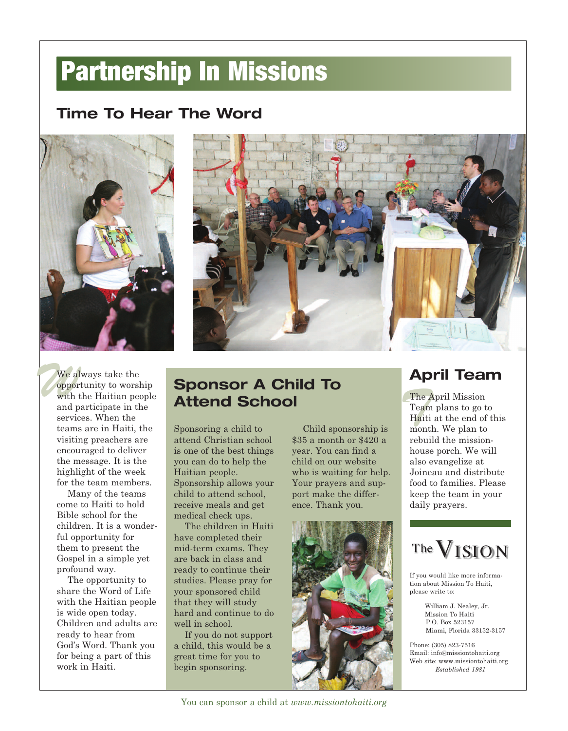# Partnership In Missions

## Time To Hear The Word

We always take the opportunity to worship with the Haitian people and participate in the services. When the teams are in Haiti, the visiting preachers are encouraged to deliver the message. It is the highlight of the week for the team members.

Many of the teams come to Haiti to hold Bible school for the children. It is a wonderful opportunity for them to present the Gospel in a simple yet profound way.

The opportunity to share the Word of Life with the Haitian people is wide open today. Children and adults are ready to hear from God's Word. Thank you for being a part of this work in Haiti.

## Sponsor A Child To Attend School

Sponsoring a child to attend Christian school is one of the best things you can do to help the Haitian people. Sponsorship allows your child to attend school, receive meals and get medical check ups.

The children in Haiti have completed their mid-term exams. They are back in class and ready to continue their studies. Please pray for your sponsored child that they will study hard and continue to do well in school.

If you do not support a child, this would be a great time for you to begin sponsoring.

Child sponsorship is $35 a month or $420 a year. You can find a child on our website who is waiting for help. Your prayers and support make the difference. Thank you.

## April Team

The April Mission Team plans to go to Haiti at the end of this month. We plan to rebuild the mission-house porch. We will also evangelize at Joineau and distribute food to families. Please keep the team in your daily prayers.

## The VISION

If you would like more information about Mission To Haiti, please write to:

William J. Nealey, Jr.
Mission To Haiti
P.O. Box 523157
Miami, Florida 33152-3157

Phone: (305) 823-7516
Email: info@missiontohaiti.org
Web site: www.missiontohaiti.org
*Established 1981*

You can sponsor a child at *www.missiontohaiti.org*